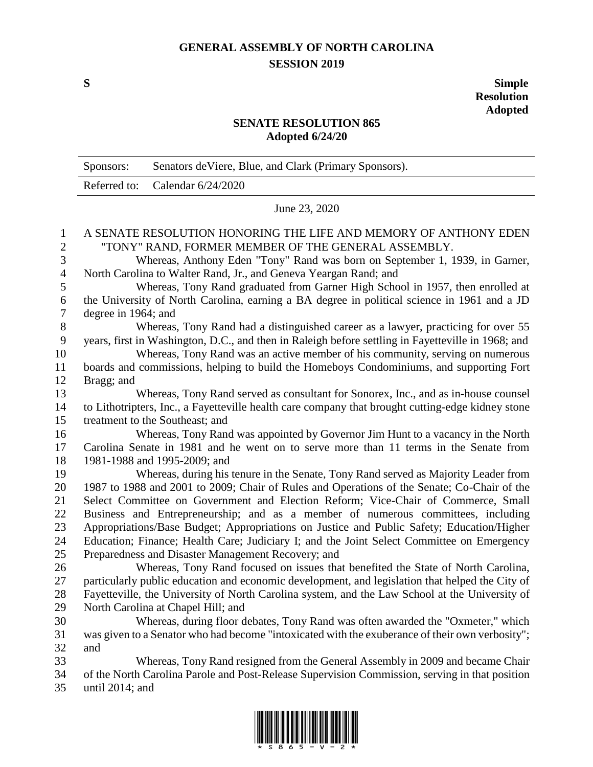# GENERAL ASSEMBLY OF NORTH CAROLINA
## SESSION 2019

**S** **Simple Resolution Adopted**

## SENATE RESOLUTION 865
**Adopted 6/24/20**

| Sponsors: | Senators deViere, Blue, and Clark (Primary Sponsors). |
|---|---|
| Referred to: | Calendar 6/24/2020 |

June 23, 2020

A SENATE RESOLUTION HONORING THE LIFE AND MEMORY OF ANTHONY EDEN "TONY" RAND, FORMER MEMBER OF THE GENERAL ASSEMBLY.

Whereas, Anthony Eden "Tony" Rand was born on September 1, 1939, in Garner, North Carolina to Walter Rand, Jr., and Geneva Yeargan Rand; and

Whereas, Tony Rand graduated from Garner High School in 1957, then enrolled at the University of North Carolina, earning a BA degree in political science in 1961 and a JD degree in 1964; and

Whereas, Tony Rand had a distinguished career as a lawyer, practicing for over 55 years, first in Washington, D.C., and then in Raleigh before settling in Fayetteville in 1968; and

Whereas, Tony Rand was an active member of his community, serving on numerous boards and commissions, helping to build the Homeboys Condominiums, and supporting Fort Bragg; and

Whereas, Tony Rand served as consultant for Sonorex, Inc., and as in-house counsel to Lithotripters, Inc., a Fayetteville health care company that brought cutting-edge kidney stone treatment to the Southeast; and

Whereas, Tony Rand was appointed by Governor Jim Hunt to a vacancy in the North Carolina Senate in 1981 and he went on to serve more than 11 terms in the Senate from 1981-1988 and 1995-2009; and

Whereas, during his tenure in the Senate, Tony Rand served as Majority Leader from 1987 to 1988 and 2001 to 2009; Chair of Rules and Operations of the Senate; Co-Chair of the Select Committee on Government and Election Reform; Vice-Chair of Commerce, Small Business and Entrepreneurship; and as a member of numerous committees, including Appropriations/Base Budget; Appropriations on Justice and Public Safety; Education/Higher Education; Finance; Health Care; Judiciary I; and the Joint Select Committee on Emergency Preparedness and Disaster Management Recovery; and

Whereas, Tony Rand focused on issues that benefited the State of North Carolina, particularly public education and economic development, and legislation that helped the City of Fayetteville, the University of North Carolina system, and the Law School at the University of North Carolina at Chapel Hill; and

Whereas, during floor debates, Tony Rand was often awarded the "Oxmeter," which was given to a Senator who had become "intoxicated with the exuberance of their own verbosity"; and

Whereas, Tony Rand resigned from the General Assembly in 2009 and became Chair of the North Carolina Parole and Post-Release Supervision Commission, serving in that position until 2014; and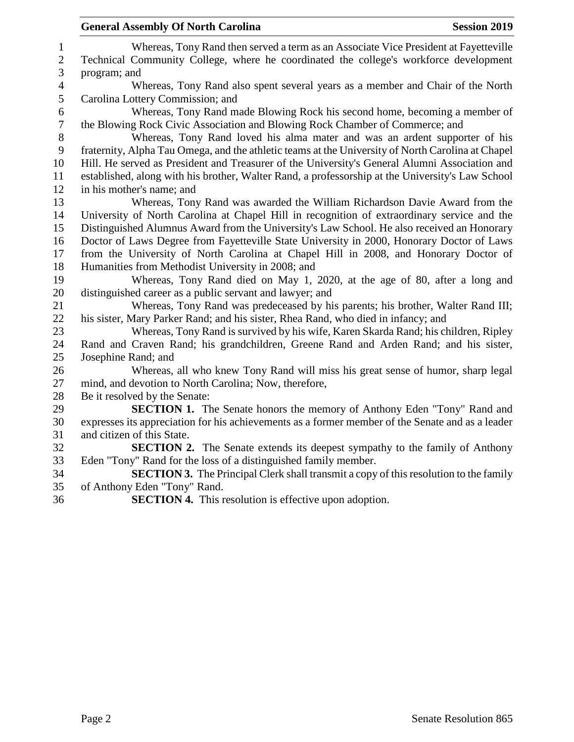Whereas, Tony Rand then served a term as an Associate Vice President at Fayetteville Technical Community College, where he coordinated the college's workforce development program; and

Whereas, Tony Rand also spent several years as a member and Chair of the North Carolina Lottery Commission; and

Whereas, Tony Rand made Blowing Rock his second home, becoming a member of the Blowing Rock Civic Association and Blowing Rock Chamber of Commerce; and

Whereas, Tony Rand loved his alma mater and was an ardent supporter of his fraternity, Alpha Tau Omega, and the athletic teams at the University of North Carolina at Chapel Hill. He served as President and Treasurer of the University's General Alumni Association and established, along with his brother, Walter Rand, a professorship at the University's Law School in his mother's name; and

Whereas, Tony Rand was awarded the William Richardson Davie Award from the University of North Carolina at Chapel Hill in recognition of extraordinary service and the Distinguished Alumnus Award from the University's Law School. He also received an Honorary Doctor of Laws Degree from Fayetteville State University in 2000, Honorary Doctor of Laws from the University of North Carolina at Chapel Hill in 2008, and Honorary Doctor of Humanities from Methodist University in 2008; and

Whereas, Tony Rand died on May 1, 2020, at the age of 80, after a long and distinguished career as a public servant and lawyer; and

Whereas, Tony Rand was predeceased by his parents; his brother, Walter Rand III; his sister, Mary Parker Rand; and his sister, Rhea Rand, who died in infancy; and

Whereas, Tony Rand is survived by his wife, Karen Skarda Rand; his children, Ripley Rand and Craven Rand; his grandchildren, Greene Rand and Arden Rand; and his sister, Josephine Rand; and

Whereas, all who knew Tony Rand will miss his great sense of humor, sharp legal mind, and devotion to North Carolina; Now, therefore,

Be it resolved by the Senate:

**SECTION 1.** The Senate honors the memory of Anthony Eden "Tony" Rand and expresses its appreciation for his achievements as a former member of the Senate and as a leader and citizen of this State.

**SECTION 2.** The Senate extends its deepest sympathy to the family of Anthony Eden "Tony" Rand for the loss of a distinguished family member.

**SECTION 3.** The Principal Clerk shall transmit a copy of this resolution to the family of Anthony Eden "Tony" Rand.

**SECTION 4.** This resolution is effective upon adoption.